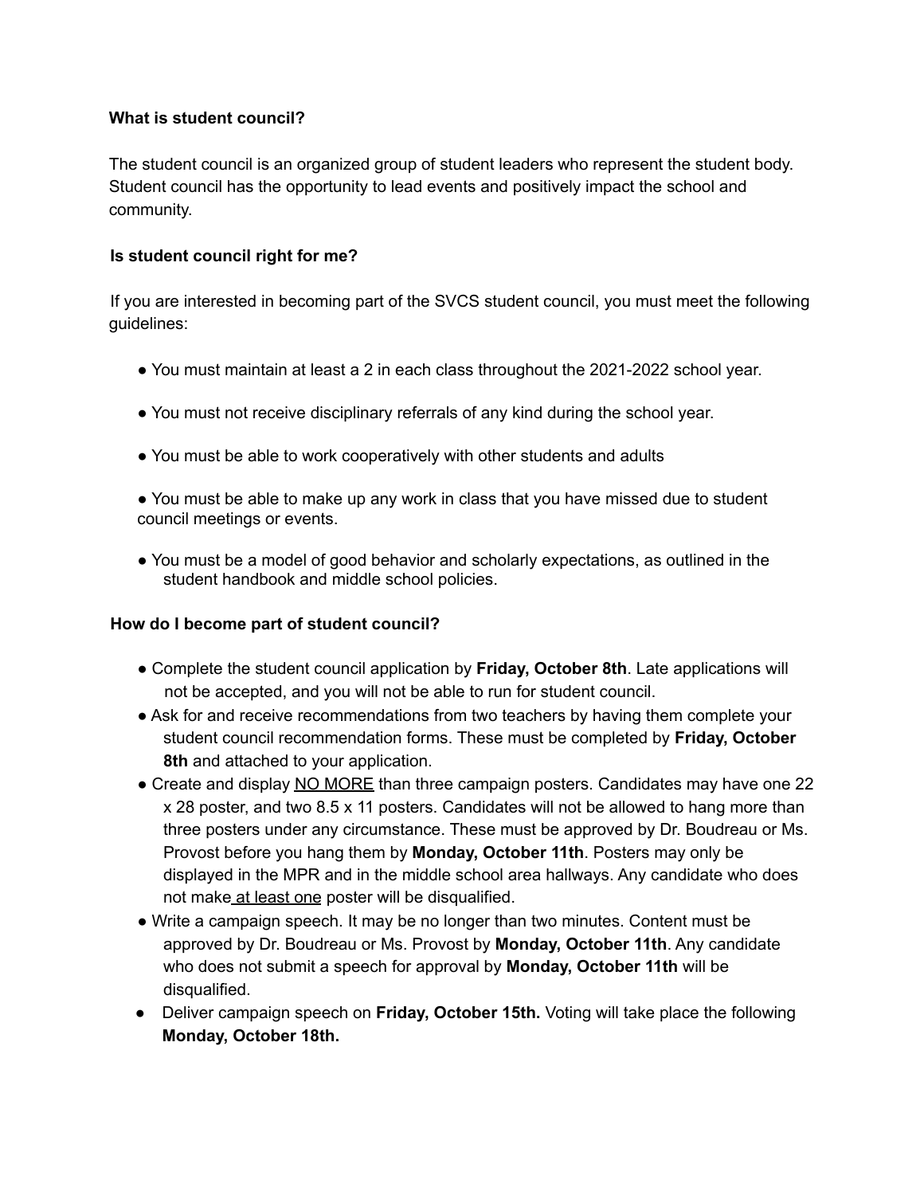**What is student council?**

The student council is an organized group of student leaders who represent the student body. Student council has the opportunity to lead events and positively impact the school and community.

**Is student council right for me?**

If you are interested in becoming part of the SVCS student council, you must meet the following guidelines:

- You must maintain at least a 2 in each class throughout the 2021-2022 school year.
- You must not receive disciplinary referrals of any kind during the school year.
- You must be able to work cooperatively with other students and adults
- You must be able to make up any work in class that you have missed due to student council meetings or events.
- You must be a model of good behavior and scholarly expectations, as outlined in the student handbook and middle school policies.

**How do I become part of student council?**

- Complete the student council application by **Friday, October 8th**. Late applications will not be accepted, and you will not be able to run for student council.
- Ask for and receive recommendations from two teachers by having them complete your student council recommendation forms. These must be completed by **Friday, October 8th** and attached to your application.
- Create and display <u>NO MORE</u> than three campaign posters. Candidates may have one 22 x 28 poster, and two 8.5 x 11 posters. Candidates will not be allowed to hang more than three posters under any circumstance. These must be approved by Dr. Boudreau or Ms. Provost before you hang them by **Monday, October 11th**. Posters may only be displayed in the MPR and in the middle school area hallways. Any candidate who does not make <u>at least one</u> poster will be disqualified.
- Write a campaign speech. It may be no longer than two minutes. Content must be approved by Dr. Boudreau or Ms. Provost by **Monday, October 11th**. Any candidate who does not submit a speech for approval by **Monday, October 11th** will be disqualified.
- Deliver campaign speech on **Friday, October 15th.** Voting will take place the following **Monday, October 18th.**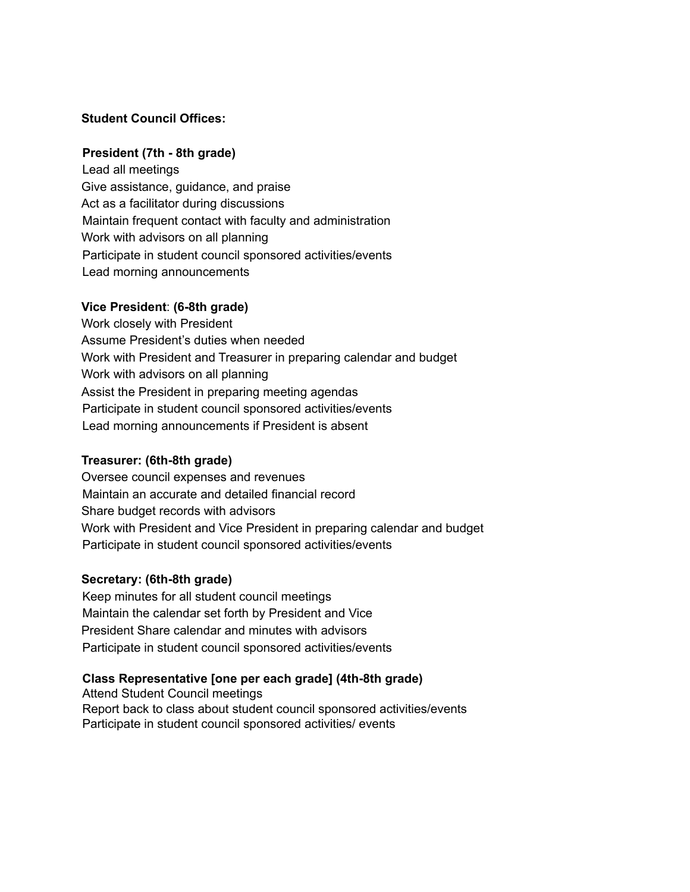**Student Council Offices:**

**President (7th - 8th grade)**
Lead all meetings
Give assistance, guidance, and praise
Act as a facilitator during discussions
Maintain frequent contact with faculty and administration
Work with advisors on all planning
Participate in student council sponsored activities/events
Lead morning announcements

**Vice President**: **(6-8th grade)**
Work closely with President
Assume President's duties when needed
Work with President and Treasurer in preparing calendar and budget
Work with advisors on all planning
Assist the President in preparing meeting agendas
Participate in student council sponsored activities/events
Lead morning announcements if President is absent

**Treasurer: (6th-8th grade)**
Oversee council expenses and revenues
Maintain an accurate and detailed financial record
Share budget records with advisors
Work with President and Vice President in preparing calendar and budget
Participate in student council sponsored activities/events

**Secretary: (6th-8th grade)**
Keep minutes for all student council meetings
Maintain the calendar set forth by President and Vice
President Share calendar and minutes with advisors
Participate in student council sponsored activities/events

**Class Representative [one per each grade] (4th-8th grade)**
Attend Student Council meetings
Report back to class about student council sponsored activities/events
Participate in student council sponsored activities/ events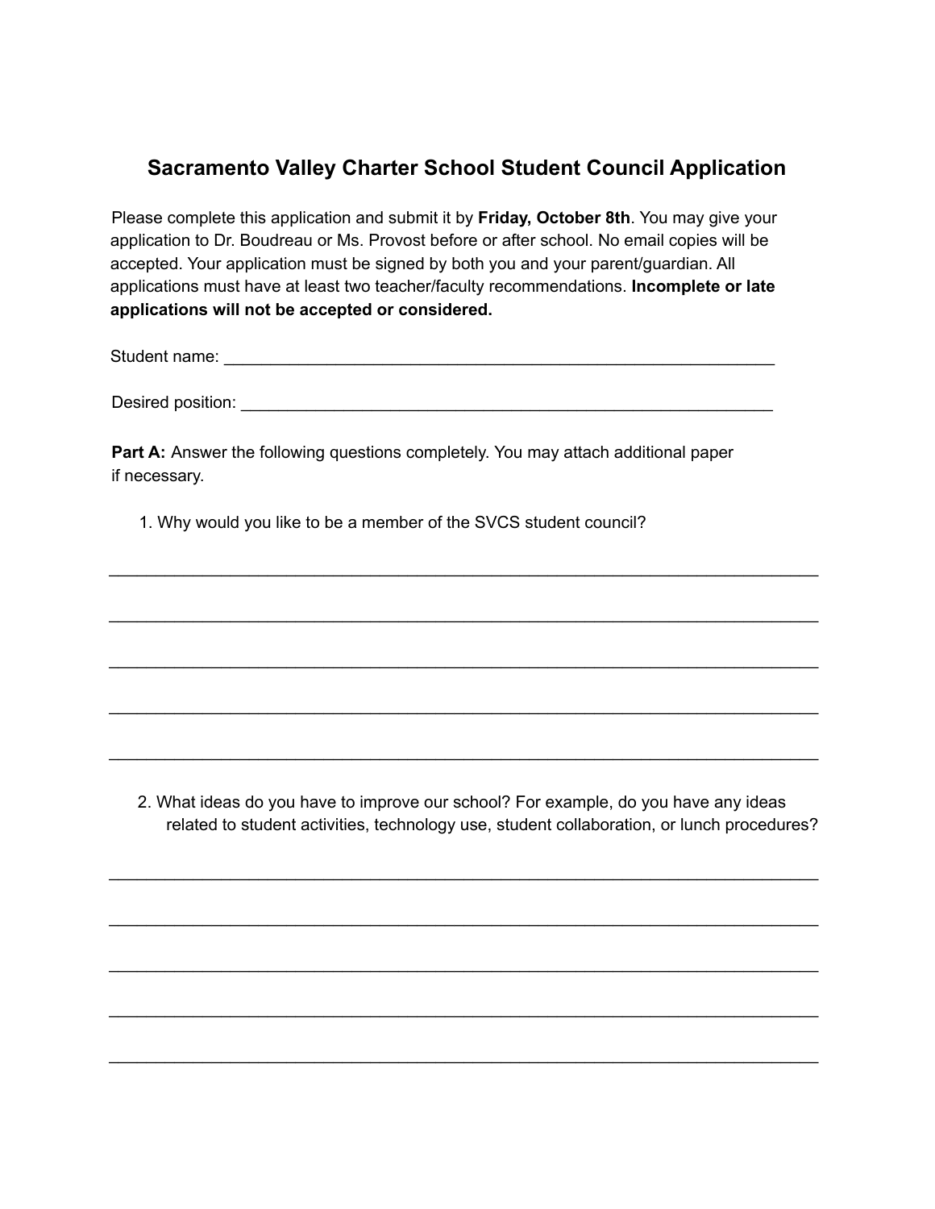# Sacramento Valley Charter School Student Council Application

Please complete this application and submit it by **Friday, October 8th**. You may give your application to Dr. Boudreau or Ms. Provost before or after school. No email copies will be accepted. Your application must be signed by both you and your parent/guardian. All applications must have at least two teacher/faculty recommendations. **Incomplete or late applications will not be accepted or considered.**

Student name: ______________________________________________________________

Desired position: ____________________________________________________________

**Part A:** Answer the following questions completely. You may attach additional paper if necessary.

1. Why would you like to be a member of the SVCS student council?

______________________________________________________________________________

______________________________________________________________________________

______________________________________________________________________________

______________________________________________________________________________

______________________________________________________________________________

2. What ideas do you have to improve our school? For example, do you have any ideas related to student activities, technology use, student collaboration, or lunch procedures?

______________________________________________________________________________

______________________________________________________________________________

______________________________________________________________________________

______________________________________________________________________________

______________________________________________________________________________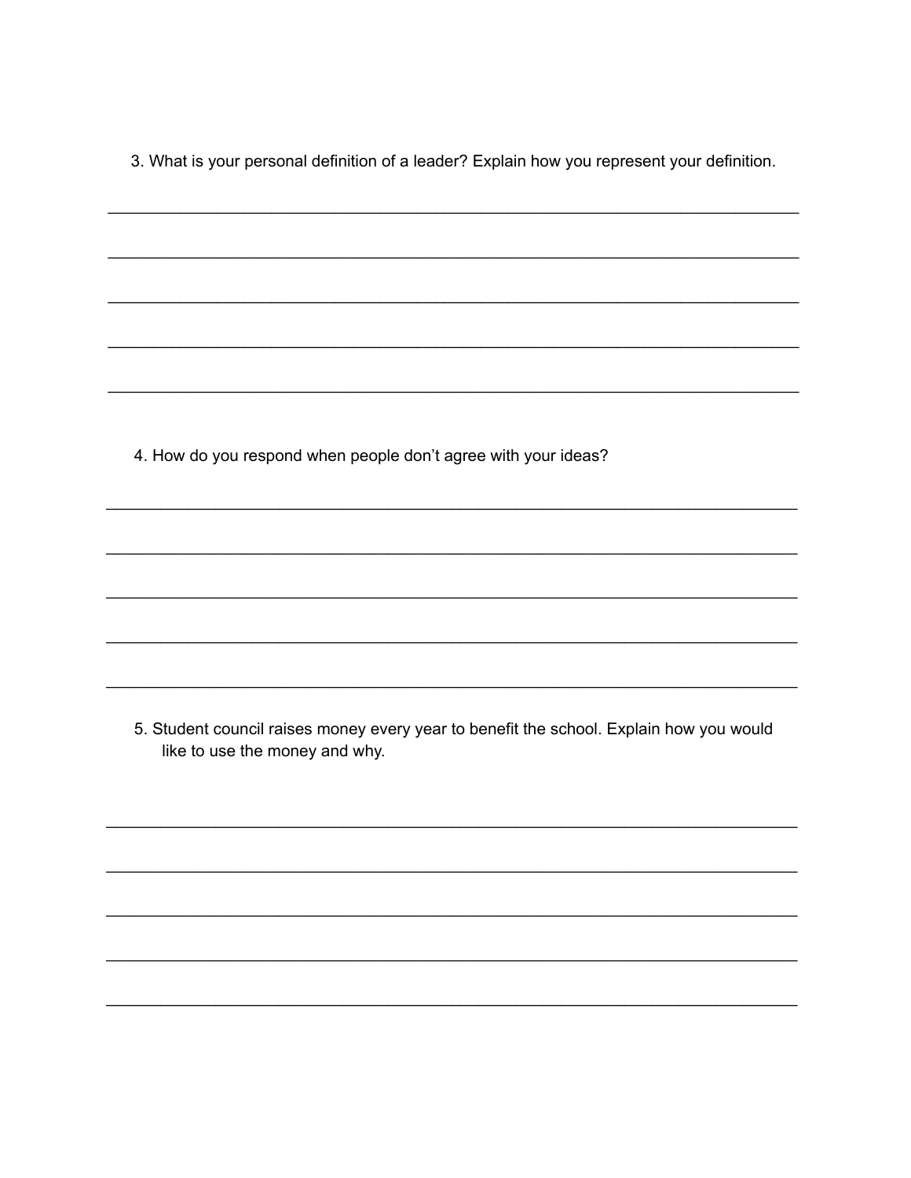3. What is your personal definition of a leader? Explain how you represent your definition.

___________________________________________________________________________

___________________________________________________________________________

___________________________________________________________________________

___________________________________________________________________________

___________________________________________________________________________

4. How do you respond when people don't agree with your ideas?

___________________________________________________________________________

___________________________________________________________________________

___________________________________________________________________________

___________________________________________________________________________

___________________________________________________________________________

5. Student council raises money every year to benefit the school. Explain how you would like to use the money and why.

___________________________________________________________________________

___________________________________________________________________________

___________________________________________________________________________

___________________________________________________________________________

___________________________________________________________________________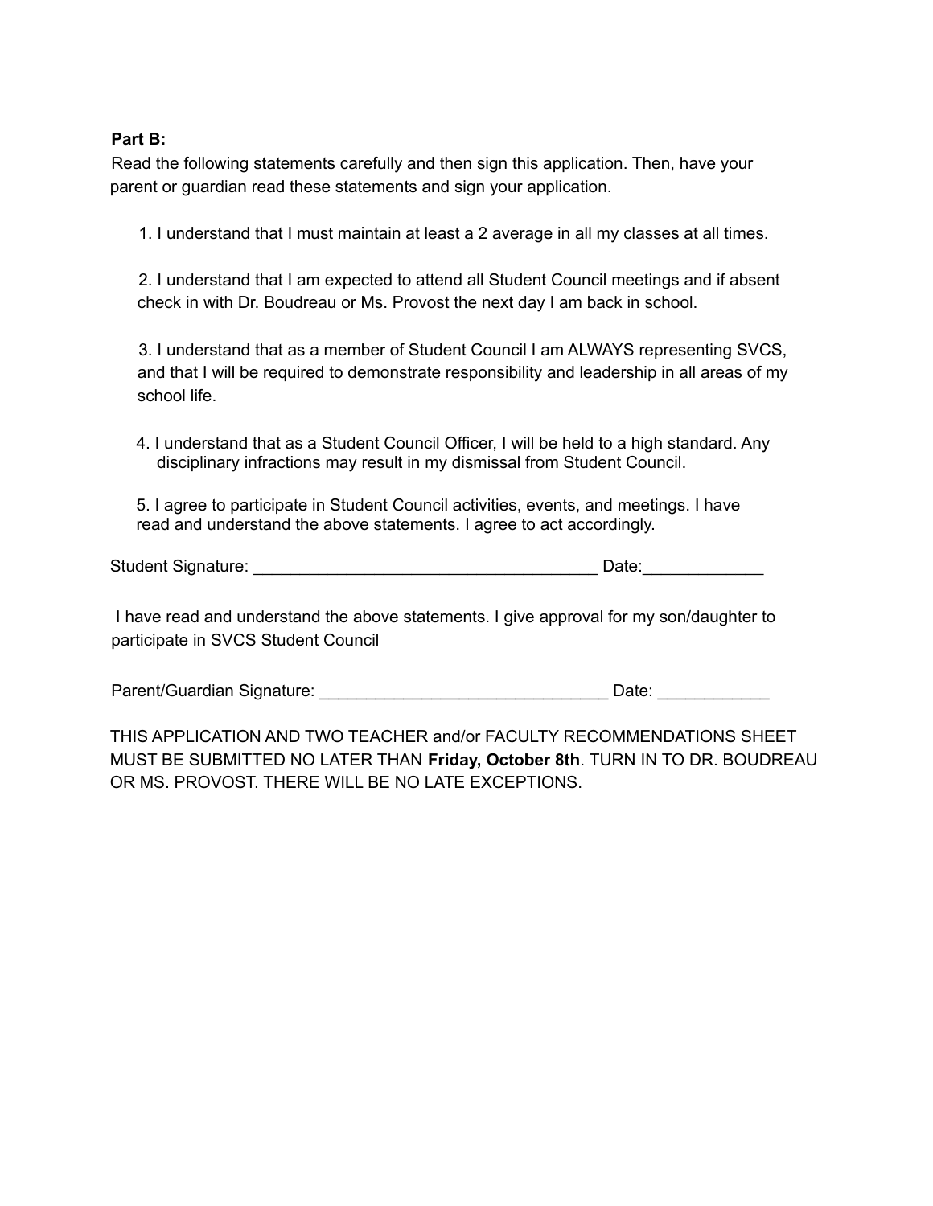**Part B:**

Read the following statements carefully and then sign this application. Then, have your parent or guardian read these statements and sign your application.

1. I understand that I must maintain at least a 2 average in all my classes at all times.

2. I understand that I am expected to attend all Student Council meetings and if absent check in with Dr. Boudreau or Ms. Provost the next day I am back in school.

3. I understand that as a member of Student Council I am ALWAYS representing SVCS, and that I will be required to demonstrate responsibility and leadership in all areas of my school life.

4. I understand that as a Student Council Officer, I will be held to a high standard. Any disciplinary infractions may result in my dismissal from Student Council.

5. I agree to participate in Student Council activities, events, and meetings. I have read and understand the above statements. I agree to act accordingly.

Student Signature: _____________________________________ Date:_____________

I have read and understand the above statements. I give approval for my son/daughter to participate in SVCS Student Council

Parent/Guardian Signature: _______________________________ Date: ____________

THIS APPLICATION AND TWO TEACHER and/or FACULTY RECOMMENDATIONS SHEET MUST BE SUBMITTED NO LATER THAN **Friday, October 8th**. TURN IN TO DR. BOUDREAU OR MS. PROVOST. THERE WILL BE NO LATE EXCEPTIONS.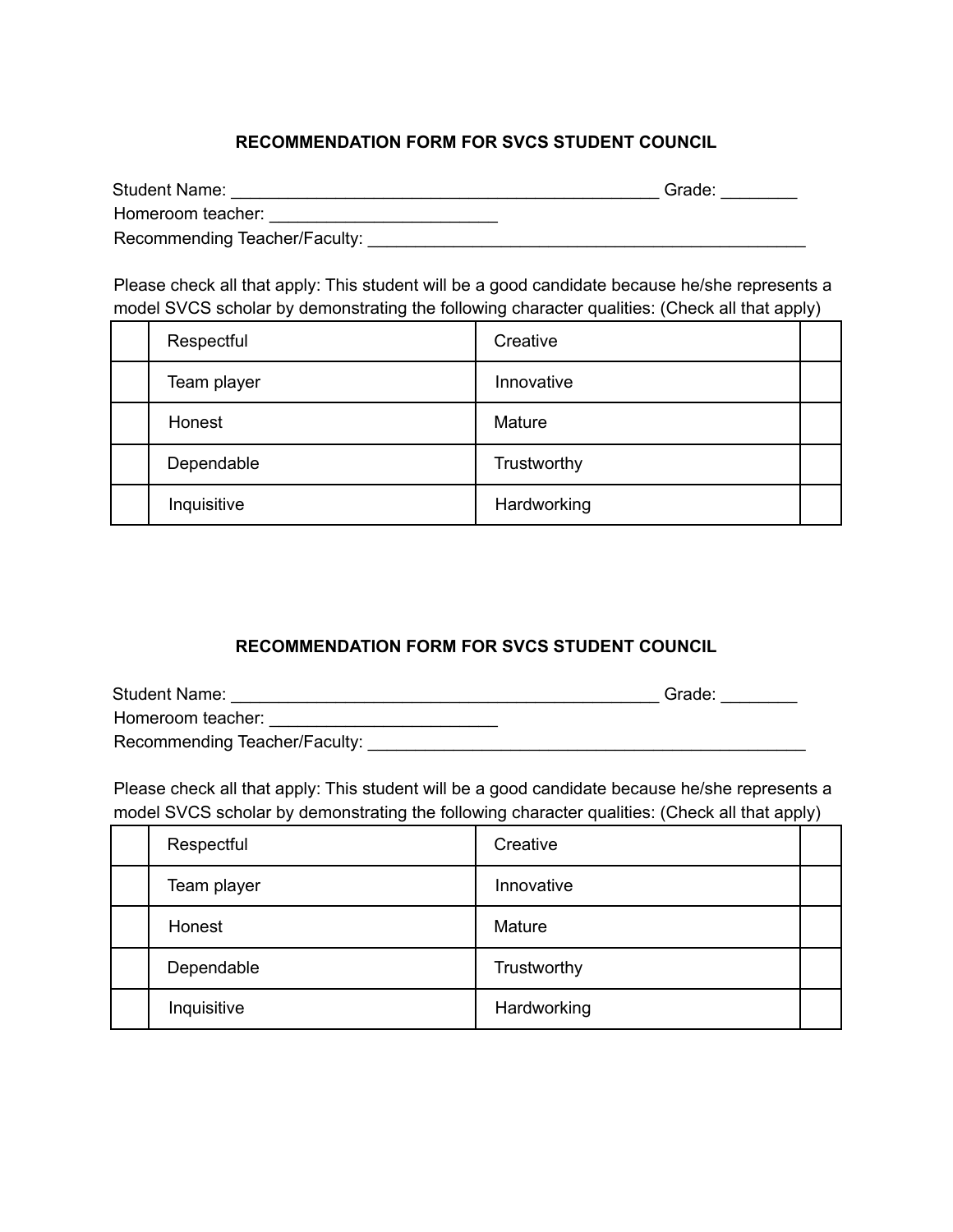**RECOMMENDATION FORM FOR SVCS STUDENT COUNCIL**

Student Name: _______________________________________________ Grade: ________

Homeroom teacher: _________________________

Recommending Teacher/Faculty: ________________________________________________

Please check all that apply: This student will be a good candidate because he/she represents a model SVCS scholar by demonstrating the following character qualities: (Check all that apply)

| | | | |
|---|---|---|---|
| | Respectful | Creative | |
| | Team player | Innovative | |
| | Honest | Mature | |
| | Dependable | Trustworthy | |
| | Inquisitive | Hardworking | |

**RECOMMENDATION FORM FOR SVCS STUDENT COUNCIL**

Student Name: _______________________________________________ Grade: ________

Homeroom teacher: _________________________

Recommending Teacher/Faculty: ________________________________________________

Please check all that apply: This student will be a good candidate because he/she represents a model SVCS scholar by demonstrating the following character qualities: (Check all that apply)

| | | | |
|---|---|---|---|
| | Respectful | Creative | |
| | Team player | Innovative | |
| | Honest | Mature | |
| | Dependable | Trustworthy | |
| | Inquisitive | Hardworking | |